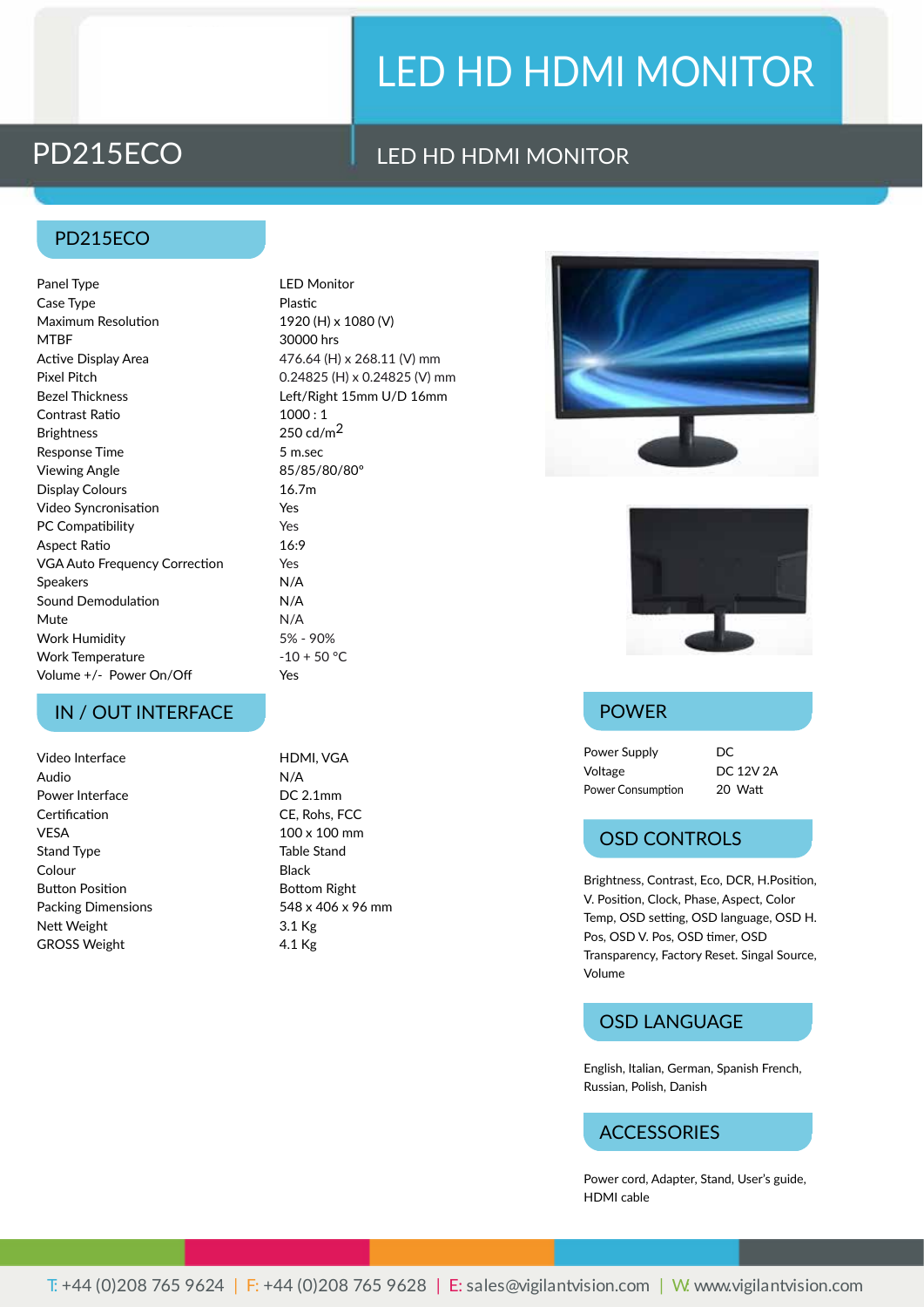# LED HD HDMI MONITOR

## PD215ECO

LED HD HDMI MONITOR

### PD215ECO

| | |
|---|---|
| Panel Type | LED Monitor |
| Case Type | Plastic |
| Maximum Resolution | 1920 (H) x 1080 (V) |
| MTBF | 30000 hrs |
| Active Display Area | 476.64 (H) x 268.11 (V) mm |
| Pixel Pitch | 0.24825 (H) x 0.24825 (V) mm |
| Bezel Thickness | Left/Right 15mm U/D 16mm |
| Contrast Ratio | 1000 : 1 |
| Brightness | 250 cd/$m^2$ |
| Response Time | 5 m.sec |
| Viewing Angle | 85/85/80/80° |
| Display Colours | 16.7m |
| Video Syncronisation | Yes |
| PC Compatibility | Yes |
| Aspect Ratio | 16:9 |
| VGA Auto Frequency Correction | Yes |
| Speakers | N/A |
| Sound Demodulation | N/A |
| Mute | N/A |
| Work Humidity | 5% - 90% |
| Work Temperature | -10 + 50 °C |
| Volume +/- Power On/Off | Yes |

### IN / OUT INTERFACE

| | |
|---|---|
| Video Interface | HDMI, VGA |
| Audio | N/A |
| Power Interface | DC 2.1mm |
| Certification | CE, Rohs, FCC |
| VESA | 100 x 100 mm |
| Stand Type | Table Stand |
| Colour | Black |
| Button Position | Bottom Right |
| Packing Dimensions | 548 x 406 x 96 mm |
| Nett Weight | 3.1 Kg |
| GROSS Weight | 4.1 Kg |

### POWER

| | |
|---|---|
| Power Supply | DC |
| Voltage | DC 12V 2A |
| Power Consumption | 20 Watt |

### OSD CONTROLS

Brightness, Contrast, Eco, DCR, H.Position, V. Position, Clock, Phase, Aspect, Color Temp, OSD setting, OSD language, OSD H. Pos, OSD V. Pos, OSD timer, OSD Transparency, Factory Reset. Singal Source, Volume

### OSD LANGUAGE

English, Italian, German, Spanish French, Russian, Polish, Danish

### ACCESSORIES

Power cord, Adapter, Stand, User's guide, HDMI cable

T: +44 (0)208 765 9624 | F: +44 (0)208 765 9628 | E: sales@vigilantvision.com | W: www.vigilantvision.com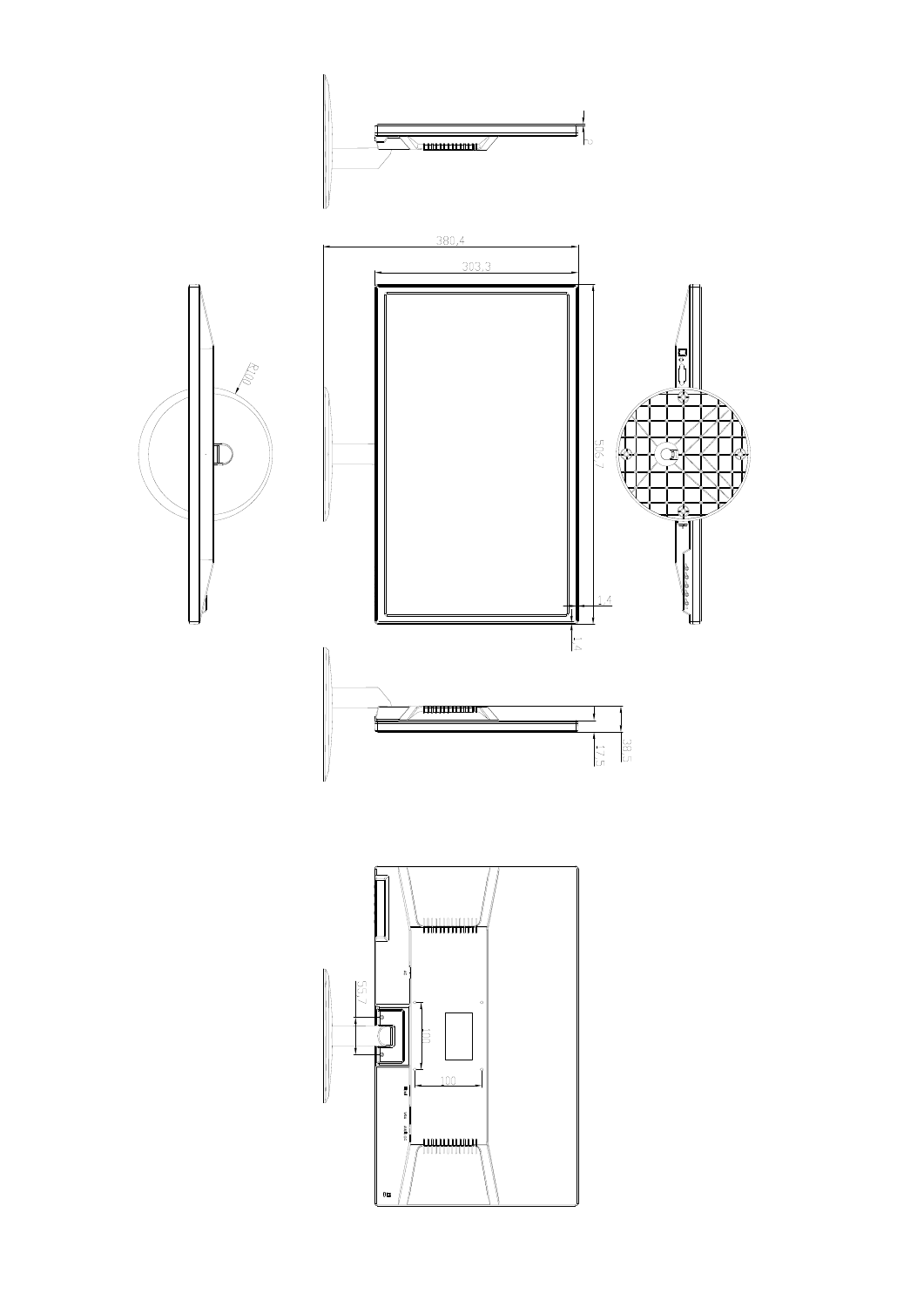2

380,4

303,3

R100

506,7

1,4

1,4

17,5

38,5

53,7

100

100